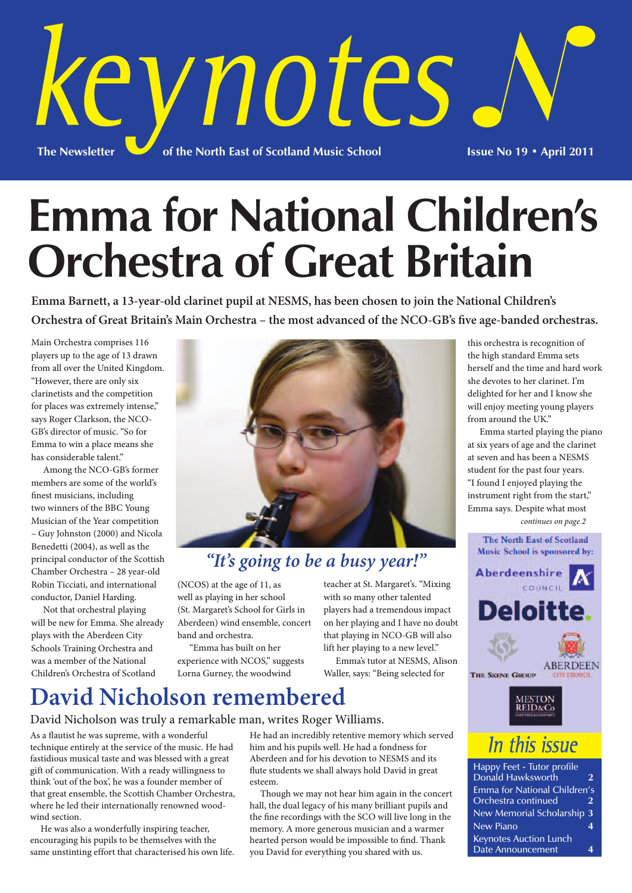# keynotes

**The Newsletter of the North East of Scotland Music School** — **Issue No 19 • April 2011**

# Emma for National Children's Orchestra of Great Britain

**Emma Barnett, a 13-year-old clarinet pupil at NESMS, has been chosen to join the National Children's Orchestra of Great Britain's Main Orchestra – the most advanced of the NCO-GB's five age-banded orchestras.**

Main Orchestra comprises 116 players up to the age of 13 drawn from all over the United Kingdom. "However, there are only six clarinetists and the competition for places was extremely intense," says Roger Clarkson, the NCO-GB's director of music. "So for Emma to win a place means she has considerable talent."

Among the NCO-GB's former members are some of the world's finest musicians, including two winners of the BBC Young Musician of the Year competition – Guy Johnston (2000) and Nicola Benedetti (2004), as well as the principal conductor of the Scottish Chamber Orchestra – 28 year-old Robin Ticciati, and international conductor, Daniel Harding.

Not that orchestral playing will be new for Emma. She already plays with the Aberdeen City Schools Training Orchestra and was a member of the National Children's Orchestra of Scotland (NCOS) at the age of 11, as well as playing in her school (St. Margaret's School for Girls in Aberdeen) wind ensemble, concert band and orchestra.

*"It's going to be a busy year!"*

"Emma has built on her experience with NCOS," suggests Lorna Gurney, the woodwind teacher at St. Margaret's. "Mixing with so many other talented players had a tremendous impact on her playing and I have no doubt that playing in NCO-GB will also lift her playing to a new level."

Emma's tutor at NESMS, Alison Waller, says: "Being selected for this orchestra is recognition of the high standard Emma sets herself and the time and hard work she devotes to her clarinet. I'm delighted for her and I know she will enjoy meeting young players from around the UK."

Emma started playing the piano at six years of age and the clarinet at seven and has been a NESMS student for the past four years. "I found I enjoyed playing the instrument right from the start," Emma says. Despite what most

*continues on page 2*

The North East of Scotland Music School is sponsored by:

Aberdeenshire Council
Deloitte.
The Skene Group
Aberdeen City Council
Meston Reid & Co Chartered Accountants

## David Nicholson remembered

David Nicholson was truly a remarkable man, writes Roger Williams.

As a flautist he was supreme, with a wonderful technique entirely at the service of the music. He had fastidious musical taste and was blessed with a great gift of communication. With a ready willingness to think 'out of the box', he was a founder member of that great ensemble, the Scottish Chamber Orchestra, where he led their internationally renowned wood-wind section.

He was also a wonderfully inspiring teacher, encouraging his pupils to be themselves with the same unstinting effort that characterised his own life. He had an incredibly retentive memory which served him and his pupils well. He had a fondness for Aberdeen and for his devotion to NESMS and its flute students we shall always hold David in great esteem.

Though we may not hear him again in the concert hall, the dual legacy of his many brilliant pupils and the fine recordings with the SCO will live long in the memory. A more generous musician and a warmer hearted person would be impossible to find. Thank you David for everything you shared with us.

## In this issue

| | |
|---|---|
| Happy Feet - Tutor profile Donald Hawksworth | 2 |
| Emma for National Children's Orchestra continued | 2 |
| New Memorial Scholarship | 3 |
| New Piano | 4 |
| Keynotes Auction Lunch Date Announcement | 4 |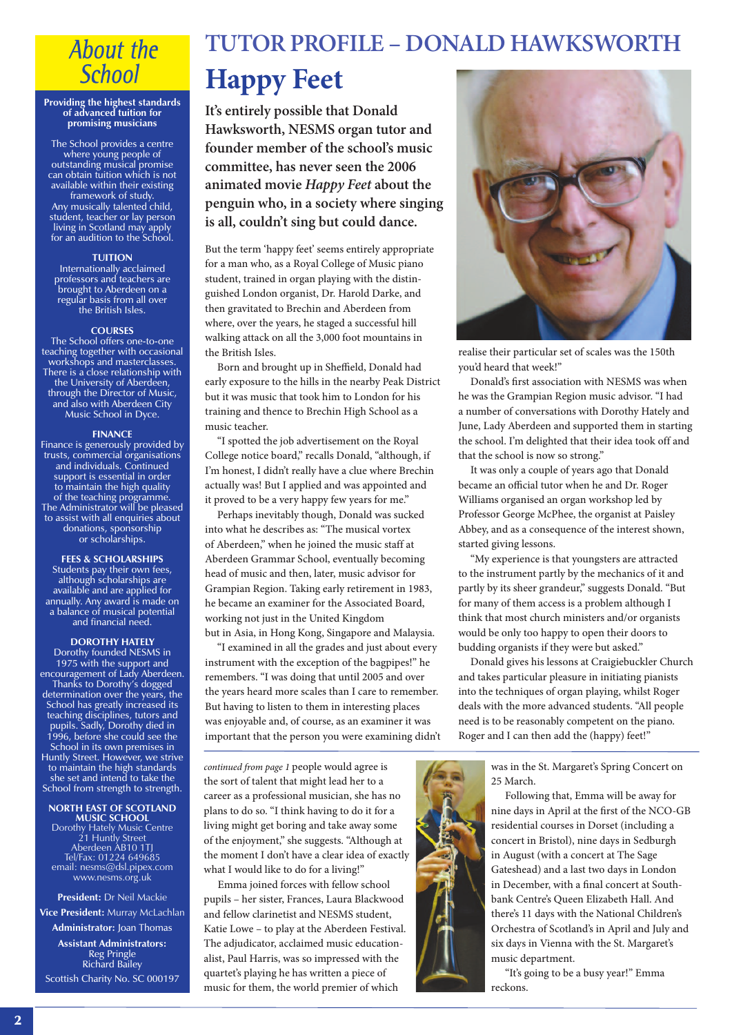## About the School

**Providing the highest standards of advanced tuition for promising musicians**

The School provides a centre where young people of outstanding musical promise can obtain tuition which is not available within their existing framework of study. Any musically talented child, student, teacher or lay person living in Scotland may apply for an audition to the School.

**TUITION**

Internationally acclaimed professors and teachers are brought to Aberdeen on a regular basis from all over the British Isles.

**COURSES**

The School offers one-to-one teaching together with occasional workshops and masterclasses. There is a close relationship with the University of Aberdeen, through the Director of Music, and also with Aberdeen City Music School in Dyce.

**FINANCE**

Finance is generously provided by trusts, commercial organisations and individuals. Continued support is essential in order to maintain the high quality of the teaching programme. The Administrator will be pleased to assist with all enquiries about donations, sponsorship or scholarships.

**FEES & SCHOLARSHIPS**

Students pay their own fees, although scholarships are available and are applied for annually. Any award is made on a balance of musical potential and financial need.

**DOROTHY HATELY**

Dorothy founded NESMS in 1975 with the support and encouragement of Lady Aberdeen. Thanks to Dorothy's dogged determination over the years, the School has greatly increased its teaching disciplines, tutors and pupils. Sadly, Dorothy died in 1996, before she could see the School in its own premises in Huntly Street. However, we strive to maintain the high standards she set and intend to take the School from strength to strength.

**NORTH EAST OF SCOTLAND MUSIC SCHOOL**
Dorothy Hately Music Centre
21 Huntly Street
Aberdeen AB10 1TJ
Tel/Fax: 01224 649685
email: nesms@dsl.pipex.com
www.nesms.org.uk

**President:** Dr Neil Mackie
**Vice President:** Murray McLachlan
**Administrator:** Joan Thomas
**Assistant Administrators:**
Reg Pringle
Richard Bailey

Scottish Charity No. SC 000197

# TUTOR PROFILE – DONALD HAWKSWORTH

# Happy Feet

**It's entirely possible that Donald Hawksworth, NESMS organ tutor and founder member of the school's music committee, has never seen the 2006 animated movie *Happy Feet* about the penguin who, in a society where singing is all, couldn't sing but could dance.**

But the term 'happy feet' seems entirely appropriate for a man who, as a Royal College of Music piano student, trained in organ playing with the distinguished London organist, Dr. Harold Darke, and then gravitated to Brechin and Aberdeen from where, over the years, he staged a successful hill walking attack on all the 3,000 foot mountains in the British Isles.

Born and brought up in Sheffield, Donald had early exposure to the hills in the nearby Peak District but it was music that took him to London for his training and thence to Brechin High School as a music teacher.

"I spotted the job advertisement on the Royal College notice board," recalls Donald, "although, if I'm honest, I didn't really have a clue where Brechin actually was! But I applied and was appointed and it proved to be a very happy few years for me."

Perhaps inevitably though, Donald was sucked into what he describes as: "The musical vortex of Aberdeen," when he joined the music staff at Aberdeen Grammar School, eventually becoming head of music and then, later, music advisor for Grampian Region. Taking early retirement in 1983, he became an examiner for the Associated Board, working not just in the United Kingdom but in Asia, in Hong Kong, Singapore and Malaysia.

"I examined in all the grades and just about every instrument with the exception of the bagpipes!" he remembers. "I was doing that until 2005 and over the years heard more scales than I care to remember. But having to listen to them in interesting places was enjoyable and, of course, as an examiner it was important that the person you were examining didn't realise their particular set of scales was the 150th you'd heard that week!"

Donald's first association with NESMS was when he was the Grampian Region music advisor. "I had a number of conversations with Dorothy Hately and June, Lady Aberdeen and supported them in starting the school. I'm delighted that their idea took off and that the school is now so strong."

It was only a couple of years ago that Donald became an official tutor when he and Dr. Roger Williams organised an organ workshop led by Professor George McPhee, the organist at Paisley Abbey, and as a consequence of the interest shown, started giving lessons.

"My experience is that youngsters are attracted to the instrument partly by the mechanics of it and partly by its sheer grandeur," suggests Donald. "But for many of them access is a problem although I think that most church ministers and/or organists would be only too happy to open their doors to budding organists if they were but asked."

Donald gives his lessons at Craigiebuckler Church and takes particular pleasure in initiating pianists into the techniques of organ playing, whilst Roger deals with the more advanced students. "All people need is to be reasonably competent on the piano. Roger and I can then add the (happy) feet!"

---

*continued from page 1* people would agree is the sort of talent that might lead her to a career as a professional musician, she has no plans to do so. "I think having to do it for a living might get boring and take away some of the enjoyment," she suggests. "Although at the moment I don't have a clear idea of exactly what I would like to do for a living!"

Emma joined forces with fellow school pupils – her sister, Frances, Laura Blackwood and fellow clarinetist and NESMS student, Katie Lowe – to play at the Aberdeen Festival. The adjudicator, acclaimed music educationalist, Paul Harris, was so impressed with the quartet's playing he has written a piece of music for them, the world premier of which was in the St. Margaret's Spring Concert on 25 March.

Following that, Emma will be away for nine days in April at the first of the NCO-GB residential courses in Dorset (including a concert in Bristol), nine days in Sedburgh in August (with a concert at The Sage Gateshead) and a last two days in London in December, with a final concert at Southbank Centre's Queen Elizabeth Hall. And there's 11 days with the National Children's Orchestra of Scotland's in April and July and six days in Vienna with the St. Margaret's music department.

"It's going to be a busy year!" Emma reckons.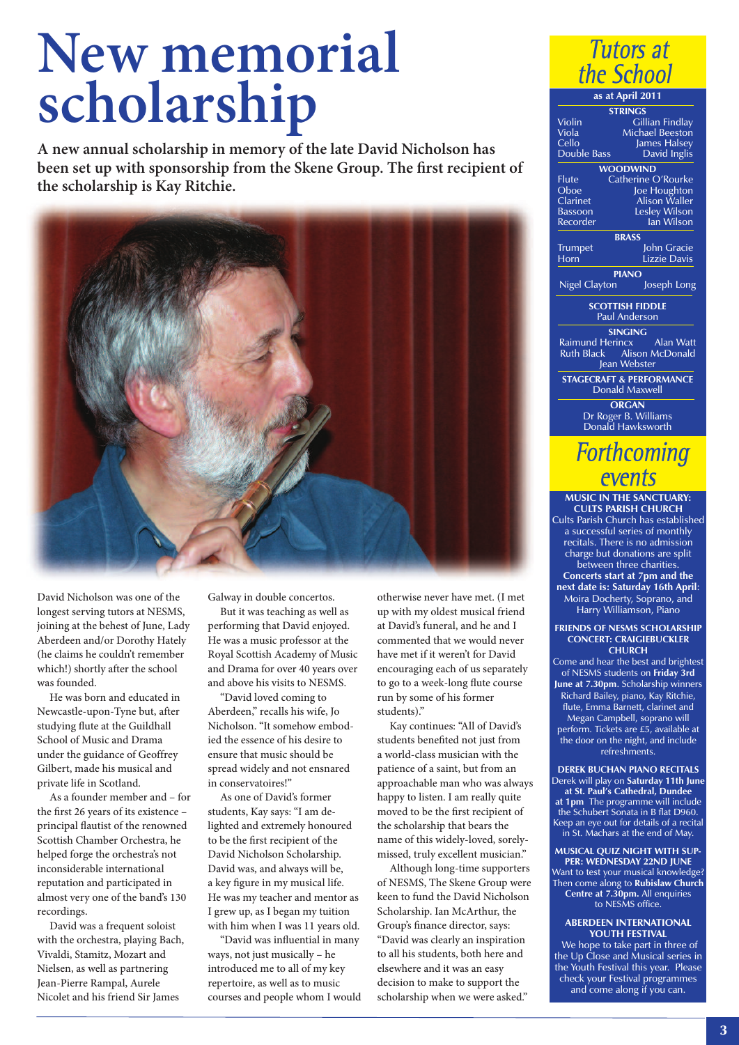# New memorial scholarship

**A new annual scholarship in memory of the late David Nicholson has been set up with sponsorship from the Skene Group. The first recipient of the scholarship is Kay Ritchie.**

David Nicholson was one of the longest serving tutors at NESMS, joining at the behest of June, Lady Aberdeen and/or Dorothy Hately (he claims he couldn't remember which!) shortly after the school was founded.

He was born and educated in Newcastle-upon-Tyne but, after studying flute at the Guildhall School of Music and Drama under the guidance of Geoffrey Gilbert, made his musical and private life in Scotland.

As a founder member and – for the first 26 years of its existence – principal flautist of the renowned Scottish Chamber Orchestra, he helped forge the orchestra's not inconsiderable international reputation and participated in almost very one of the band's 130 recordings.

David was a frequent soloist with the orchestra, playing Bach, Vivaldi, Stamitz, Mozart and Nielsen, as well as partnering Jean-Pierre Rampal, Aurele Nicolet and his friend Sir James Galway in double concertos.

But it was teaching as well as performing that David enjoyed. He was a music professor at the Royal Scottish Academy of Music and Drama for over 40 years over and above his visits to NESMS.

"David loved coming to Aberdeen," recalls his wife, Jo Nicholson. "It somehow embodied the essence of his desire to ensure that music should be spread widely and not ensnared in conservatoires!"

As one of David's former students, Kay says: "I am delighted and extremely honoured to be the first recipient of the David Nicholson Scholarship. David was, and always will be, a key figure in my musical life. He was my teacher and mentor as I grew up, as I began my tuition with him when I was 11 years old.

"David was influential in many ways, not just musically – he introduced me to all of my key repertoire, as well as to music courses and people whom I would otherwise never have met. (I met up with my oldest musical friend at David's funeral, and he and I commented that we would never have met if it weren't for David encouraging each of us separately to go to a week-long flute course run by some of his former students)."

Kay continues: "All of David's students benefited not just from a world-class musician with the patience of a saint, but from an approachable man who was always happy to listen. I am really quite moved to be the first recipient of the scholarship that bears the name of this widely-loved, sorely-missed, truly excellent musician."

Although long-time supporters of NESMS, The Skene Group were keen to fund the David Nicholson Scholarship. Ian McArthur, the Group's finance director, says: "David was clearly an inspiration to all his students, both here and elsewhere and it was an easy decision to make to support the scholarship when we were asked."

## Tutors at the School

**as at April 2011**

**STRINGS**

| | |
|---|---|
| Violin | Gillian Findlay |
| Viola | Michael Beeston |
| Cello | James Halsey |
| Double Bass | David Inglis |

**WOODWIND**

| | |
|---|---|
| Flute | Catherine O'Rourke |
| Oboe | Joe Houghton |
| Clarinet | Alison Waller |
| Bassoon | Lesley Wilson |
| Recorder | Ian Wilson |

**BRASS**

| | |
|---|---|
| Trumpet | John Gracie |
| Horn | Lizzie Davis |

**PIANO**

Nigel Clayton, Joseph Long

**SCOTTISH FIDDLE**

Paul Anderson

**SINGING**

Raimund Herincx, Alan Watt, Ruth Black, Alison McDonald, Jean Webster

**STAGECRAFT & PERFORMANCE**

Donald Maxwell

**ORGAN**

Dr Roger B. Williams, Donald Hawksworth

## Forthcoming events

**MUSIC IN THE SANCTUARY: CULTS PARISH CHURCH**

Cults Parish Church has established a successful series of monthly recitals. There is no admission charge but donations are split between three charities. **Concerts start at 7pm and the next date is: Saturday 16th April**: Moira Docherty, Soprano, and Harry Williamson, Piano

**FRIENDS OF NESMS SCHOLARSHIP CONCERT: CRAIGIEBUCKLER CHURCH**

Come and hear the best and brightest of NESMS students on **Friday 3rd June at 7.30pm**. Scholarship winners Richard Bailey, piano, Kay Ritchie, flute, Emma Barnett, clarinet and Megan Campbell, soprano will perform. Tickets are £5, available at the door on the night, and include refreshments.

**DEREK BUCHAN PIANO RECITALS**

Derek will play on **Saturday 11th June at St. Paul's Cathedral, Dundee at 1pm** The programme will include the Schubert Sonata in B flat D960. Keep an eye out for details of a recital in St. Machars at the end of May.

**MUSICAL QUIZ NIGHT WITH SUPPER: WEDNESDAY 22ND JUNE**

Want to test your musical knowledge? Then come along to **Rubislaw Church Centre at 7.30pm.** All enquiries to NESMS office.

**ABERDEEN INTERNATIONAL YOUTH FESTIVAL**

We hope to take part in three of the Up Close and Musical series in the Youth Festival this year. Please check your Festival programmes and come along if you can.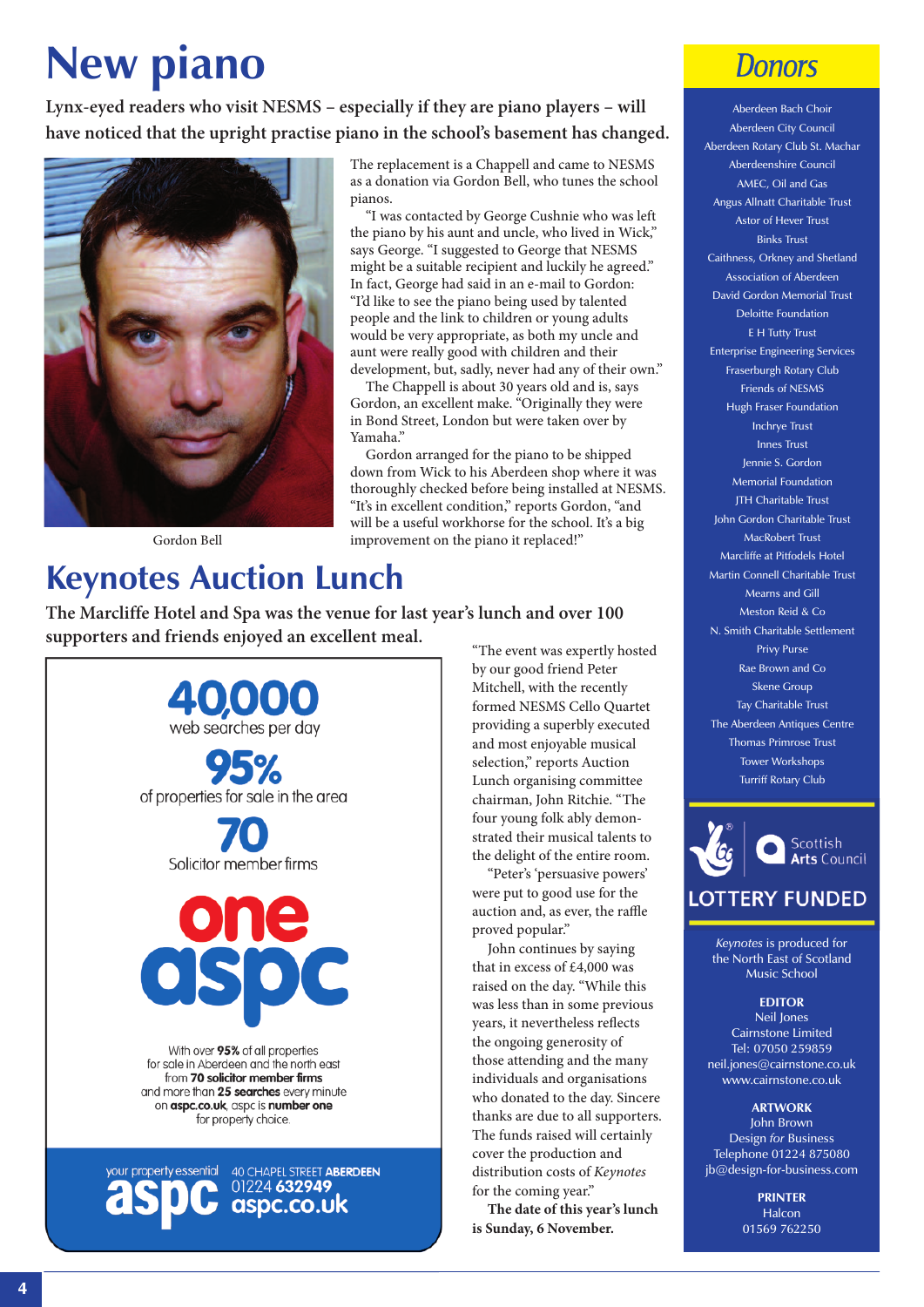# New piano

**Lynx-eyed readers who visit NESMS – especially if they are piano players – will have noticed that the upright practise piano in the school's basement has changed.**

Gordon Bell

The replacement is a Chappell and came to NESMS as a donation via Gordon Bell, who tunes the school pianos.

"I was contacted by George Cushnie who was left the piano by his aunt and uncle, who lived in Wick," says George. "I suggested to George that NESMS might be a suitable recipient and luckily he agreed." In fact, George had said in an e-mail to Gordon: "I'd like to see the piano being used by talented people and the link to children or young adults would be very appropriate, as both my uncle and aunt were really good with children and their development, but, sadly, never had any of their own."

The Chappell is about 30 years old and is, says Gordon, an excellent make. "Originally they were in Bond Street, London but were taken over by Yamaha."

Gordon arranged for the piano to be shipped down from Wick to his Aberdeen shop where it was thoroughly checked before being installed at NESMS. "It's in excellent condition," reports Gordon, "and will be a useful workhorse for the school. It's a big improvement on the piano it replaced!"

# Keynotes Auction Lunch

**The Marcliffe Hotel and Spa was the venue for last year's lunch and over 100 supporters and friends enjoyed an excellent meal.**

"The event was expertly hosted by our good friend Peter Mitchell, with the recently formed NESMS Cello Quartet providing a superbly executed and most enjoyable musical selection," reports Auction Lunch organising committee chairman, John Ritchie. "The four young folk ably demonstrated their musical talents to the delight of the entire room.

"Peter's 'persuasive powers' were put to good use for the auction and, as ever, the raffle proved popular."

John continues by saying that in excess of £4,000 was raised on the day. "While this was less than in some previous years, it nevertheless reflects the ongoing generosity of those attending and the many individuals and organisations who donated to the day. Sincere thanks are due to all supporters. The funds raised will certainly cover the production and distribution costs of *Keynotes* for the coming year."

**The date of this year's lunch is Sunday, 6 November.**

---

**40,000** web searches per day

**95%** of properties for sale in the area

**70** Solicitor member firms

**one aspc**

With over **95%** of all properties for sale in Aberdeen and the north east from **70 solicitor member firms** and more than **25 searches** every minute on **aspc.co.uk**, aspc is **number one** for property choice.

your property essential **aspc**
40 CHAPEL STREET ABERDEEN
01224 632949
aspc.co.uk

---

## Donors

Aberdeen Bach Choir
Aberdeen City Council
Aberdeen Rotary Club St. Machar
Aberdeenshire Council
AMEC, Oil and Gas
Angus Allnatt Charitable Trust
Astor of Hever Trust
Binks Trust
Caithness, Orkney and Shetland Association of Aberdeen
David Gordon Memorial Trust
Deloitte Foundation
E H Tutty Trust
Enterprise Engineering Services
Fraserburgh Rotary Club
Friends of NESMS
Hugh Fraser Foundation
Inchrye Trust
Innes Trust
Jennie S. Gordon Memorial Foundation
JTH Charitable Trust
John Gordon Charitable Trust
MacRobert Trust
Marcliffe at Pitfodels Hotel
Martin Connell Charitable Trust
Mearns and Gill
Meston Reid & Co
N. Smith Charitable Settlement
Privy Purse
Rae Brown and Co
Skene Group
Tay Charitable Trust
The Aberdeen Antiques Centre
Thomas Primrose Trust
Tower Workshops
Turriff Rotary Club

Scottish Arts Council
LOTTERY FUNDED

*Keynotes* is produced for the North East of Scotland Music School

**EDITOR**
Neil Jones
Cairnstone Limited
Tel: 07050 259859
neil.jones@cairnstone.co.uk
www.cairnstone.co.uk

**ARTWORK**
John Brown
Design *for* Business
Telephone 01224 875080
jb@design-for-business.com

**PRINTER**
Halcon
01569 762250